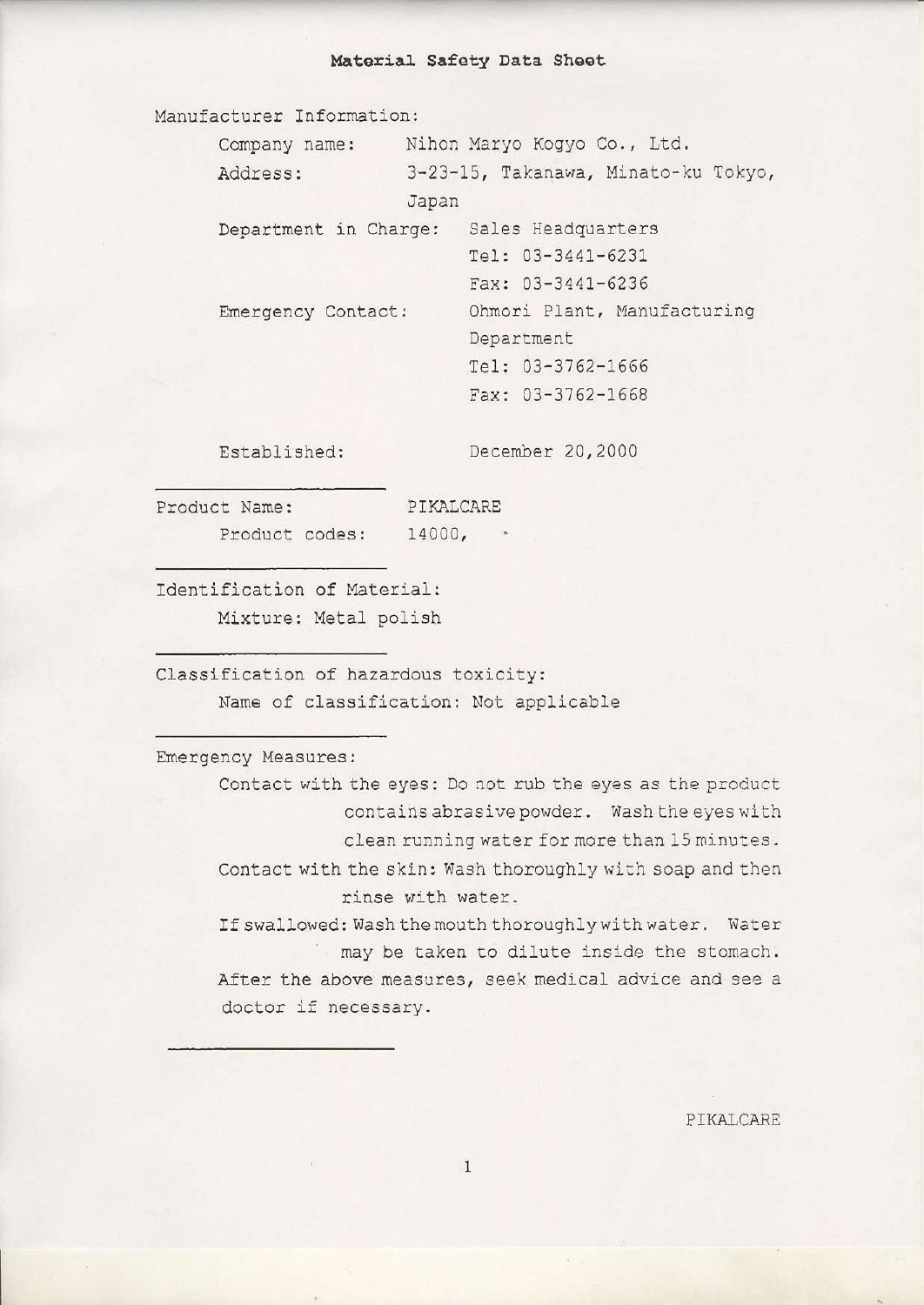# Material Safety Data Sheet

Manufacturer Information:

Company name: Nihon Maryo Kogyo Co., Ltd.

Address: 3-23-15, Takanawa, Minato-ku Tokyo, Japan

Department in Charge: Sales Headquarters
Tel: 03-3441-6231
Fax: 03-3441-6236

Emergency Contact: Ohmori Plant, Manufacturing Department
Tel: 03-3762-1666
Fax: 03-3762-1668

Established: December 20,2000

---

Product Name: PIKALCARE

Product codes: 14000,

---

Identification of Material:

Mixture: Metal polish

---

Classification of hazardous toxicity:

Name of classification: Not applicable

---

Emergency Measures:

Contact with the eyes: Do not rub the eyes as the product contains abrasive powder. Wash the eyes with clean running water for more than 15 minutes.

Contact with the skin: Wash thoroughly with soap and then rinse with water.

If swallowed: Wash the mouth thoroughly with water. Water may be taken to dilute inside the stomach.

After the above measures, seek medical advice and see a doctor if necessary.

---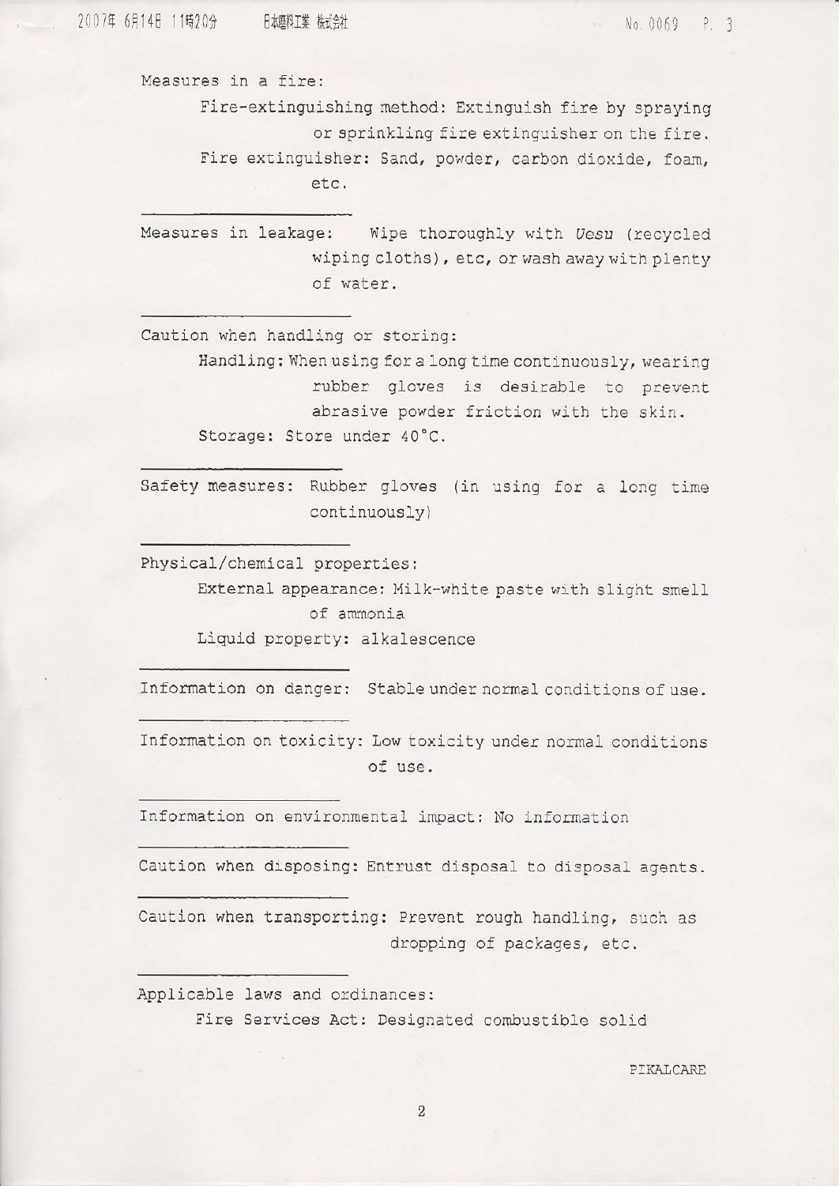Measures in a fire:

Fire-extinguishing method: Extinguish fire by spraying or sprinkling fire extinguisher on the fire.

Fire extinguisher: Sand, powder, carbon dioxide, foam, etc.

---

Measures in leakage: Wipe thoroughly with *Uesu* (recycled wiping cloths), etc, or wash away with plenty of water.

---

Caution when handling or storing:

Handling: When using for a long time continuously, wearing rubber gloves is desirable to prevent abrasive powder friction with the skin.

Storage: Store under 40°C.

---

Safety measures: Rubber gloves (in using for a long time continuously)

---

Physical/chemical properties:

External appearance: Milk-white paste with slight smell of ammonia

Liquid property: alkalescence

---

Information on danger: Stable under normal conditions of use.

---

Information on toxicity: Low toxicity under normal conditions of use.

---

Information on environmental impact: No information

---

Caution when disposing: Entrust disposal to disposal agents.

---

Caution when transporting: Prevent rough handling, such as dropping of packages, etc.

---

Applicable laws and ordinances:

Fire Services Act: Designated combustible solid

PIKALCARE